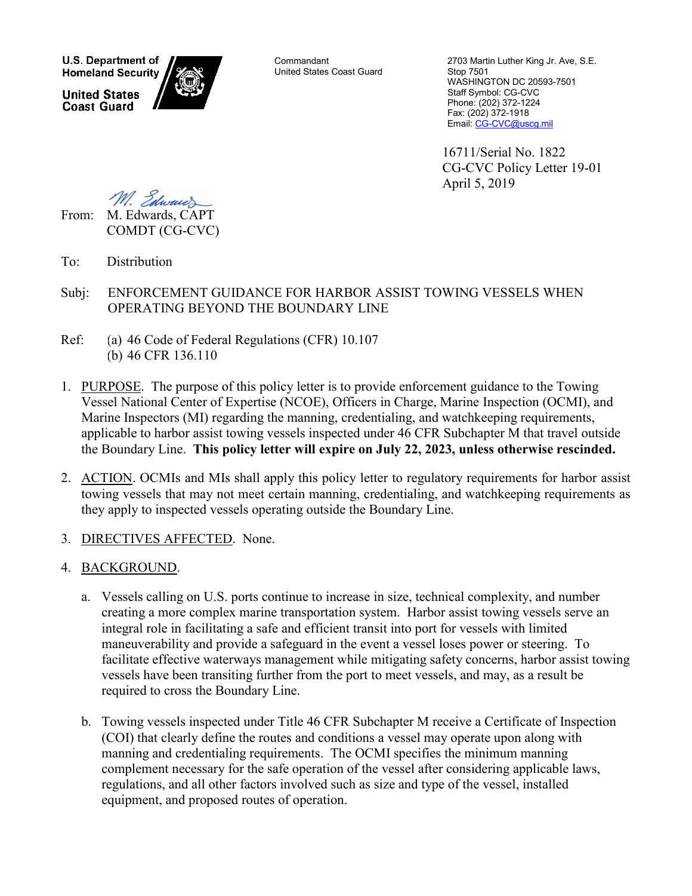U.S. Department of Homeland Security

United States Coast Guard

Commandant
United States Coast Guard

2703 Martin Luther King Jr. Ave, S.E.
Stop 7501
WASHINGTON DC 20593-7501
Staff Symbol: CG-CVC
Phone: (202) 372-1224
Fax: (202) 372-1918
Email: CG-CVC@uscg.mil

16711/Serial No. 1822
CG-CVC Policy Letter 19-01
April 5, 2019

From: M. Edwards, CAPT
COMDT (CG-CVC)

To: Distribution

Subj: ENFORCEMENT GUIDANCE FOR HARBOR ASSIST TOWING VESSELS WHEN OPERATING BEYOND THE BOUNDARY LINE

Ref: (a) 46 Code of Federal Regulations (CFR) 10.107
(b) 46 CFR 136.110

1. PURPOSE. The purpose of this policy letter is to provide enforcement guidance to the Towing Vessel National Center of Expertise (NCOE), Officers in Charge, Marine Inspection (OCMI), and Marine Inspectors (MI) regarding the manning, credentialing, and watchkeeping requirements, applicable to harbor assist towing vessels inspected under 46 CFR Subchapter M that travel outside the Boundary Line. **This policy letter will expire on July 22, 2023, unless otherwise rescinded.**

2. ACTION. OCMIs and MIs shall apply this policy letter to regulatory requirements for harbor assist towing vessels that may not meet certain manning, credentialing, and watchkeeping requirements as they apply to inspected vessels operating outside the Boundary Line.

3. DIRECTIVES AFFECTED. None.

4. BACKGROUND.

   a. Vessels calling on U.S. ports continue to increase in size, technical complexity, and number creating a more complex marine transportation system. Harbor assist towing vessels serve an integral role in facilitating a safe and efficient transit into port for vessels with limited maneuverability and provide a safeguard in the event a vessel loses power or steering. To facilitate effective waterways management while mitigating safety concerns, harbor assist towing vessels have been transiting further from the port to meet vessels, and may, as a result be required to cross the Boundary Line.

   b. Towing vessels inspected under Title 46 CFR Subchapter M receive a Certificate of Inspection (COI) that clearly define the routes and conditions a vessel may operate upon along with manning and credentialing requirements. The OCMI specifies the minimum manning complement necessary for the safe operation of the vessel after considering applicable laws, regulations, and all other factors involved such as size and type of the vessel, installed equipment, and proposed routes of operation.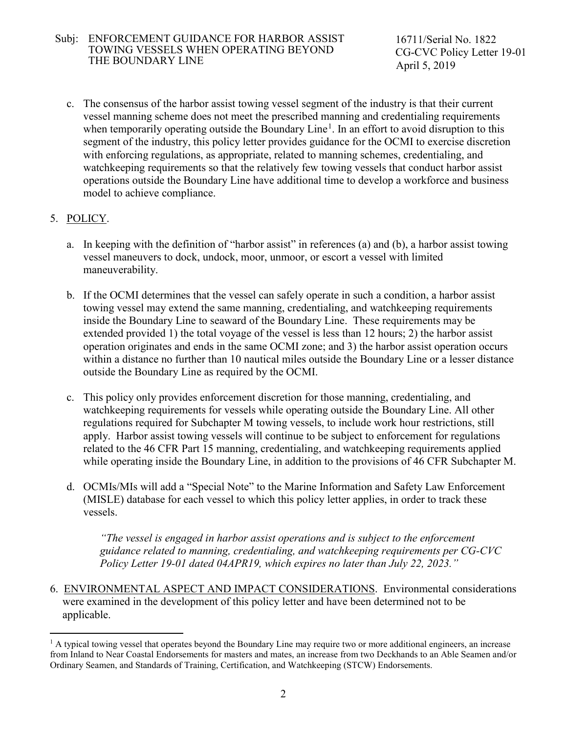c. The consensus of the harbor assist towing vessel segment of the industry is that their current vessel manning scheme does not meet the prescribed manning and credentialing requirements when temporarily operating outside the Boundary Line[1]. In an effort to avoid disruption to this segment of the industry, this policy letter provides guidance for the OCMI to exercise discretion with enforcing regulations, as appropriate, related to manning schemes, credentialing, and watchkeeping requirements so that the relatively few towing vessels that conduct harbor assist operations outside the Boundary Line have additional time to develop a workforce and business model to achieve compliance.

5. <u>POLICY</u>.

a. In keeping with the definition of "harbor assist" in references (a) and (b), a harbor assist towing vessel maneuvers to dock, undock, moor, unmoor, or escort a vessel with limited maneuverability.

b. If the OCMI determines that the vessel can safely operate in such a condition, a harbor assist towing vessel may extend the same manning, credentialing, and watchkeeping requirements inside the Boundary Line to seaward of the Boundary Line. These requirements may be extended provided 1) the total voyage of the vessel is less than 12 hours; 2) the harbor assist operation originates and ends in the same OCMI zone; and 3) the harbor assist operation occurs within a distance no further than 10 nautical miles outside the Boundary Line or a lesser distance outside the Boundary Line as required by the OCMI.

c. This policy only provides enforcement discretion for those manning, credentialing, and watchkeeping requirements for vessels while operating outside the Boundary Line. All other regulations required for Subchapter M towing vessels, to include work hour restrictions, still apply. Harbor assist towing vessels will continue to be subject to enforcement for regulations related to the 46 CFR Part 15 manning, credentialing, and watchkeeping requirements applied while operating inside the Boundary Line, in addition to the provisions of 46 CFR Subchapter M.

d. OCMIs/MIs will add a "Special Note" to the Marine Information and Safety Law Enforcement (MISLE) database for each vessel to which this policy letter applies, in order to track these vessels.

> *"The vessel is engaged in harbor assist operations and is subject to the enforcement guidance related to manning, credentialing, and watchkeeping requirements per CG-CVC Policy Letter 19-01 dated 04APR19, which expires no later than July 22, 2023."*

6. <u>ENVIRONMENTAL ASPECT AND IMPACT CONSIDERATIONS</u>. Environmental considerations were examined in the development of this policy letter and have been determined not to be applicable.

---

[1] A typical towing vessel that operates beyond the Boundary Line may require two or more additional engineers, an increase from Inland to Near Coastal Endorsements for masters and mates, an increase from two Deckhands to an Able Seamen and/or Ordinary Seamen, and Standards of Training, Certification, and Watchkeeping (STCW) Endorsements.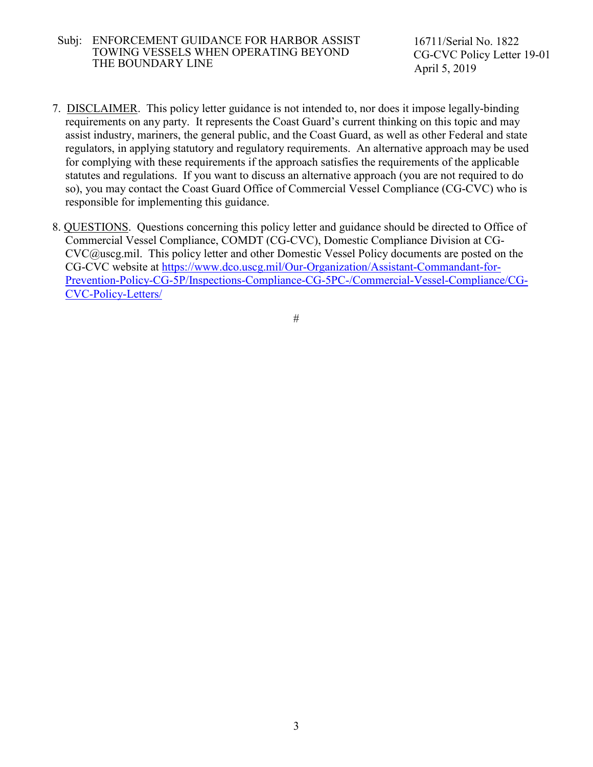7. <u>DISCLAIMER</u>. This policy letter guidance is not intended to, nor does it impose legally-binding requirements on any party. It represents the Coast Guard's current thinking on this topic and may assist industry, mariners, the general public, and the Coast Guard, as well as other Federal and state regulators, in applying statutory and regulatory requirements. An alternative approach may be used for complying with these requirements if the approach satisfies the requirements of the applicable statutes and regulations. If you want to discuss an alternative approach (you are not required to do so), you may contact the Coast Guard Office of Commercial Vessel Compliance (CG-CVC) who is responsible for implementing this guidance.

8. <u>QUESTIONS</u>. Questions concerning this policy letter and guidance should be directed to Office of Commercial Vessel Compliance, COMDT (CG-CVC), Domestic Compliance Division at CG-CVC@uscg.mil. This policy letter and other Domestic Vessel Policy documents are posted on the CG-CVC website at [https://www.dco.uscg.mil/Our-Organization/Assistant-Commandant-for-Prevention-Policy-CG-5P/Inspections-Compliance-CG-5PC-/Commercial-Vessel-Compliance/CG-CVC-Policy-Letters/](https://www.dco.uscg.mil/Our-Organization/Assistant-Commandant-for-Prevention-Policy-CG-5P/Inspections-Compliance-CG-5PC-/Commercial-Vessel-Compliance/CG-CVC-Policy-Letters/)

#